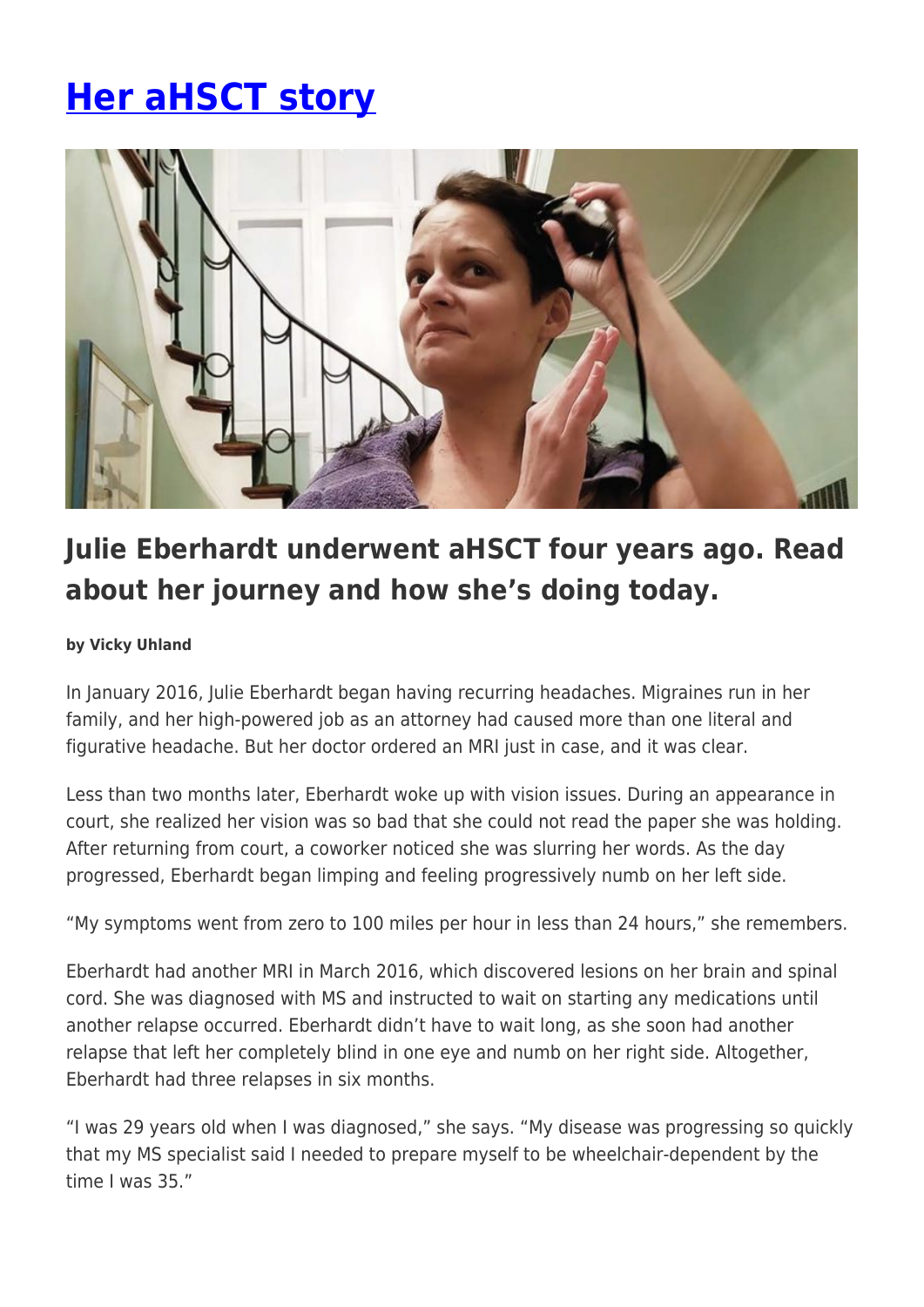# Her aHSCT story

## Julie Eberhardt underwent aHSCT four years ago. Read about her journey and how she's doing today.

**by Vicky Uhland**

In January 2016, Julie Eberhardt began having recurring headaches. Migraines run in her family, and her high-powered job as an attorney had caused more than one literal and figurative headache. But her doctor ordered an MRI just in case, and it was clear.

Less than two months later, Eberhardt woke up with vision issues. During an appearance in court, she realized her vision was so bad that she could not read the paper she was holding. After returning from court, a coworker noticed she was slurring her words. As the day progressed, Eberhardt began limping and feeling progressively numb on her left side.

"My symptoms went from zero to 100 miles per hour in less than 24 hours," she remembers.

Eberhardt had another MRI in March 2016, which discovered lesions on her brain and spinal cord. She was diagnosed with MS and instructed to wait on starting any medications until another relapse occurred. Eberhardt didn't have to wait long, as she soon had another relapse that left her completely blind in one eye and numb on her right side. Altogether, Eberhardt had three relapses in six months.

"I was 29 years old when I was diagnosed," she says. "My disease was progressing so quickly that my MS specialist said I needed to prepare myself to be wheelchair-dependent by the time I was 35."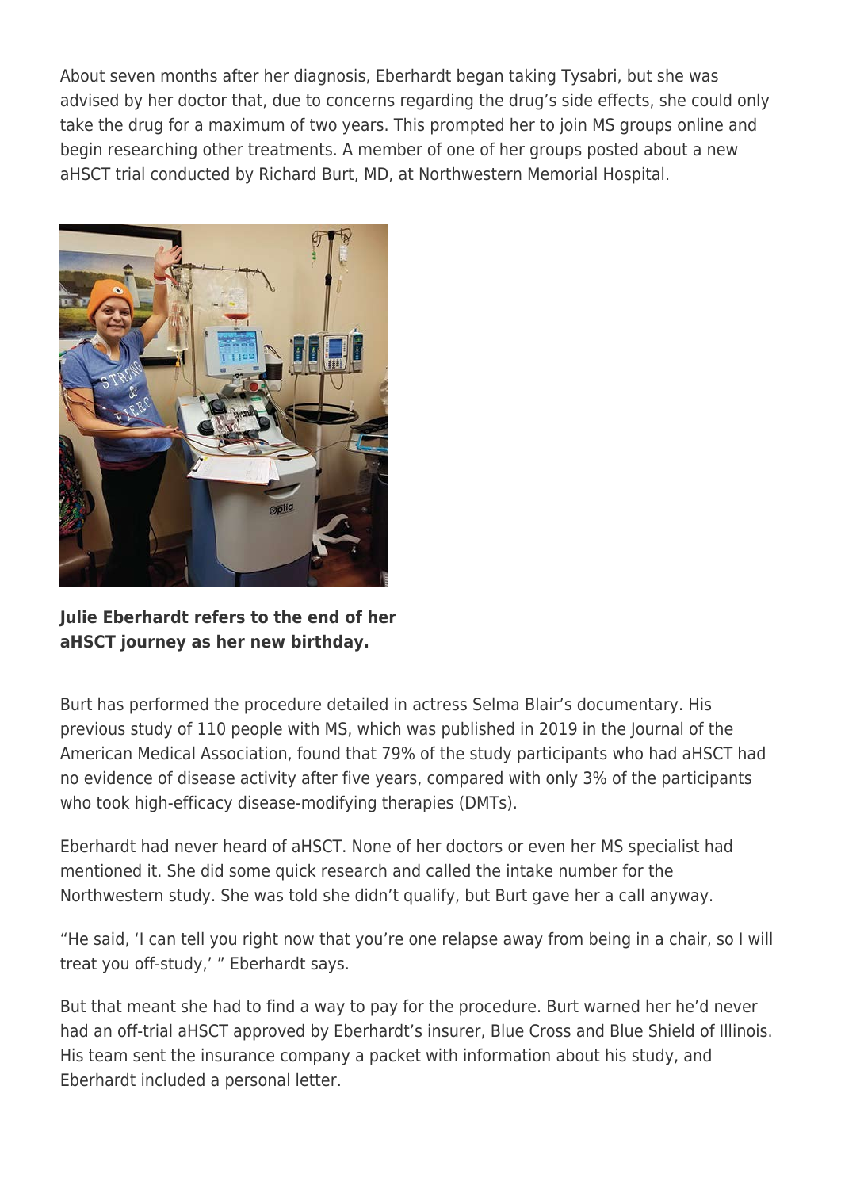About seven months after her diagnosis, Eberhardt began taking Tysabri, but she was advised by her doctor that, due to concerns regarding the drug's side effects, she could only take the drug for a maximum of two years. This prompted her to join MS groups online and begin researching other treatments. A member of one of her groups posted about a new aHSCT trial conducted by Richard Burt, MD, at Northwestern Memorial Hospital.

**Julie Eberhardt refers to the end of her aHSCT journey as her new birthday.**

Burt has performed the procedure detailed in actress Selma Blair's documentary. His previous study of 110 people with MS, which was published in 2019 in the Journal of the American Medical Association, found that 79% of the study participants who had aHSCT had no evidence of disease activity after five years, compared with only 3% of the participants who took high-efficacy disease-modifying therapies (DMTs).

Eberhardt had never heard of aHSCT. None of her doctors or even her MS specialist had mentioned it. She did some quick research and called the intake number for the Northwestern study. She was told she didn't qualify, but Burt gave her a call anyway.

"He said, 'I can tell you right now that you're one relapse away from being in a chair, so I will treat you off-study,' " Eberhardt says.

But that meant she had to find a way to pay for the procedure. Burt warned her he'd never had an off-trial aHSCT approved by Eberhardt's insurer, Blue Cross and Blue Shield of Illinois. His team sent the insurance company a packet with information about his study, and Eberhardt included a personal letter.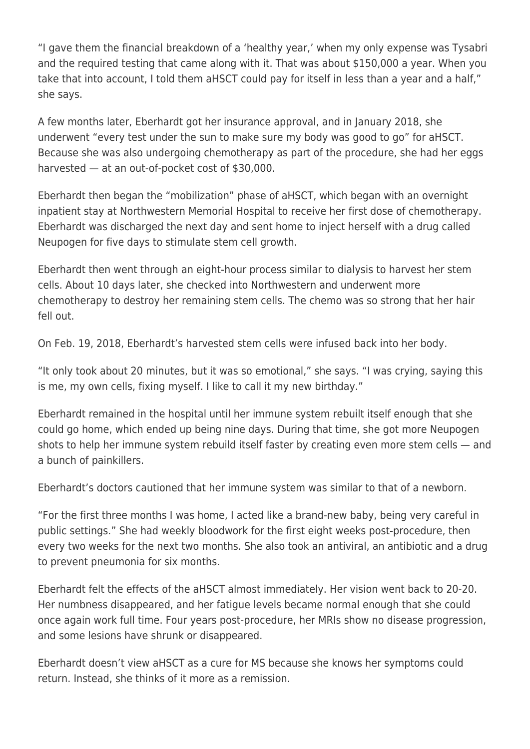"I gave them the financial breakdown of a 'healthy year,' when my only expense was Tysabri and the required testing that came along with it. That was about $150,000 a year. When you take that into account, I told them aHSCT could pay for itself in less than a year and a half," she says.

A few months later, Eberhardt got her insurance approval, and in January 2018, she underwent "every test under the sun to make sure my body was good to go" for aHSCT. Because she was also undergoing chemotherapy as part of the procedure, she had her eggs harvested — at an out-of-pocket cost of $30,000.

Eberhardt then began the "mobilization" phase of aHSCT, which began with an overnight inpatient stay at Northwestern Memorial Hospital to receive her first dose of chemotherapy. Eberhardt was discharged the next day and sent home to inject herself with a drug called Neupogen for five days to stimulate stem cell growth.

Eberhardt then went through an eight-hour process similar to dialysis to harvest her stem cells. About 10 days later, she checked into Northwestern and underwent more chemotherapy to destroy her remaining stem cells. The chemo was so strong that her hair fell out.

On Feb. 19, 2018, Eberhardt's harvested stem cells were infused back into her body.

"It only took about 20 minutes, but it was so emotional," she says. "I was crying, saying this is me, my own cells, fixing myself. I like to call it my new birthday."

Eberhardt remained in the hospital until her immune system rebuilt itself enough that she could go home, which ended up being nine days. During that time, she got more Neupogen shots to help her immune system rebuild itself faster by creating even more stem cells — and a bunch of painkillers.

Eberhardt's doctors cautioned that her immune system was similar to that of a newborn.

"For the first three months I was home, I acted like a brand-new baby, being very careful in public settings." She had weekly bloodwork for the first eight weeks post-procedure, then every two weeks for the next two months. She also took an antiviral, an antibiotic and a drug to prevent pneumonia for six months.

Eberhardt felt the effects of the aHSCT almost immediately. Her vision went back to 20-20. Her numbness disappeared, and her fatigue levels became normal enough that she could once again work full time. Four years post-procedure, her MRIs show no disease progression, and some lesions have shrunk or disappeared.

Eberhardt doesn't view aHSCT as a cure for MS because she knows her symptoms could return. Instead, she thinks of it more as a remission.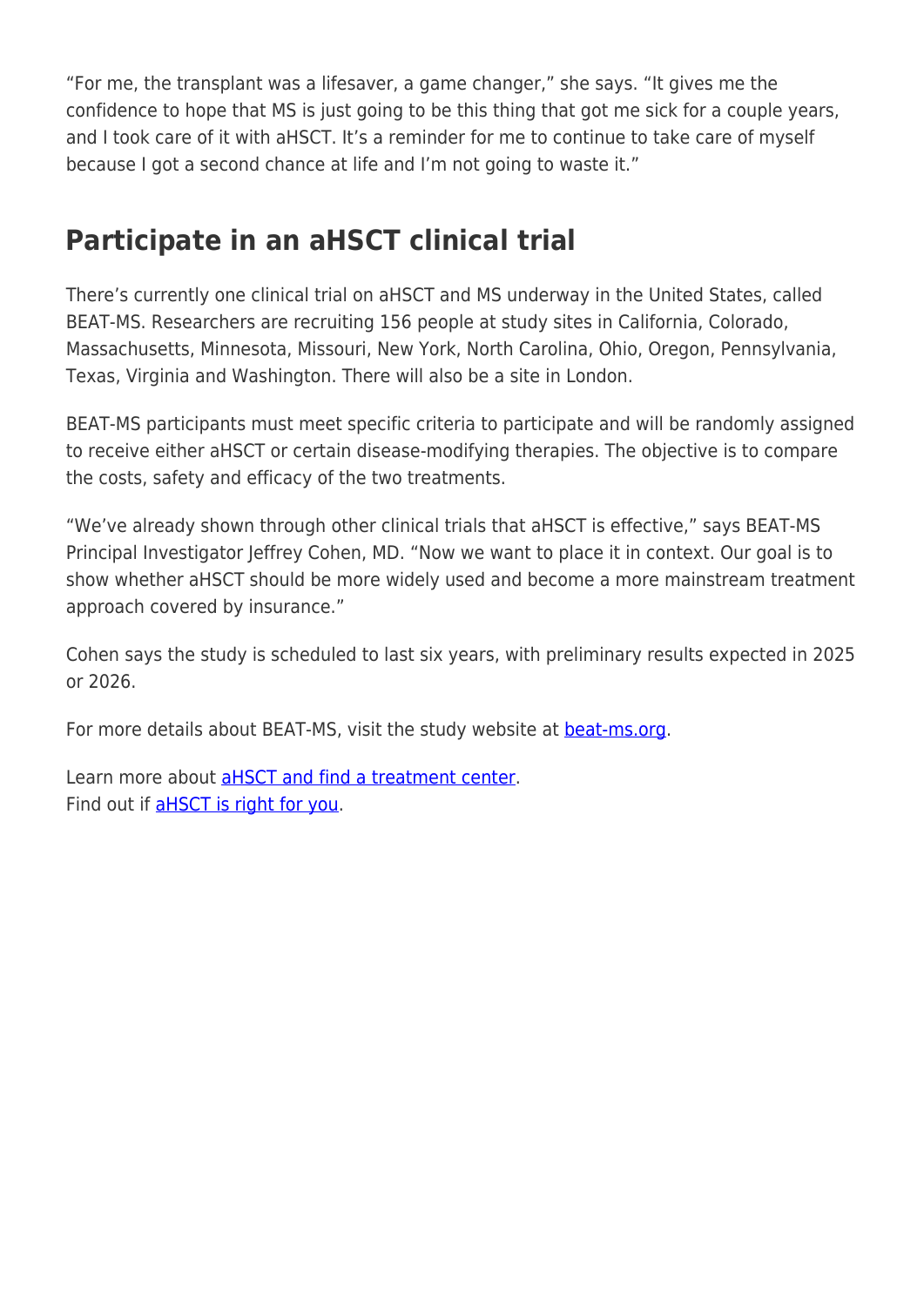"For me, the transplant was a lifesaver, a game changer," she says. "It gives me the confidence to hope that MS is just going to be this thing that got me sick for a couple years, and I took care of it with aHSCT. It's a reminder for me to continue to take care of myself because I got a second chance at life and I'm not going to waste it."

## Participate in an aHSCT clinical trial

There's currently one clinical trial on aHSCT and MS underway in the United States, called BEAT-MS. Researchers are recruiting 156 people at study sites in California, Colorado, Massachusetts, Minnesota, Missouri, New York, North Carolina, Ohio, Oregon, Pennsylvania, Texas, Virginia and Washington. There will also be a site in London.

BEAT-MS participants must meet specific criteria to participate and will be randomly assigned to receive either aHSCT or certain disease-modifying therapies. The objective is to compare the costs, safety and efficacy of the two treatments.

"We've already shown through other clinical trials that aHSCT is effective," says BEAT-MS Principal Investigator Jeffrey Cohen, MD. "Now we want to place it in context. Our goal is to show whether aHSCT should be more widely used and become a more mainstream treatment approach covered by insurance."

Cohen says the study is scheduled to last six years, with preliminary results expected in 2025 or 2026.

For more details about BEAT-MS, visit the study website at [beat-ms.org](beat-ms.org).

Learn more about [aHSCT and find a treatment center](#).
Find out if [aHSCT is right for you](#).